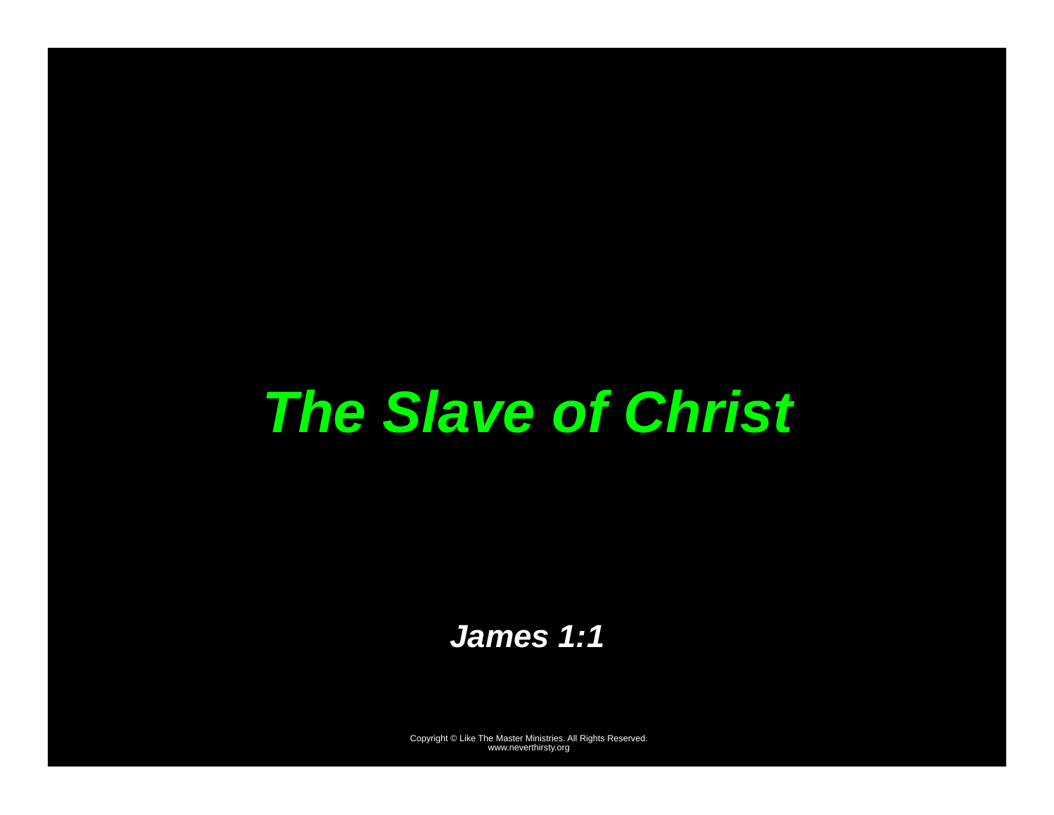# *The Slave of Christ*

***James 1:1***

Copyright © Like The Master Ministries. All Rights Reserved.
www.neverthirsty.org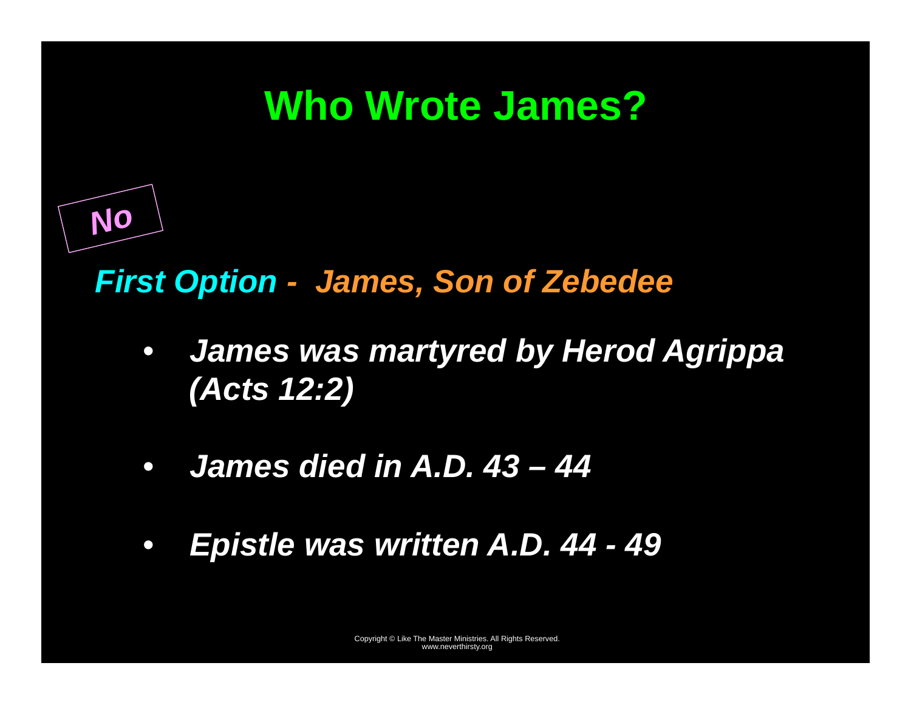# Who Wrote James?

No

***First Option - James, Son of Zebedee***

- ***James was martyred by Herod Agrippa (Acts 12:2)***
- ***James died in A.D. 43 – 44***
- ***Epistle was written A.D. 44 - 49***

Copyright © Like The Master Ministries. All Rights Reserved.
www.neverthirsty.org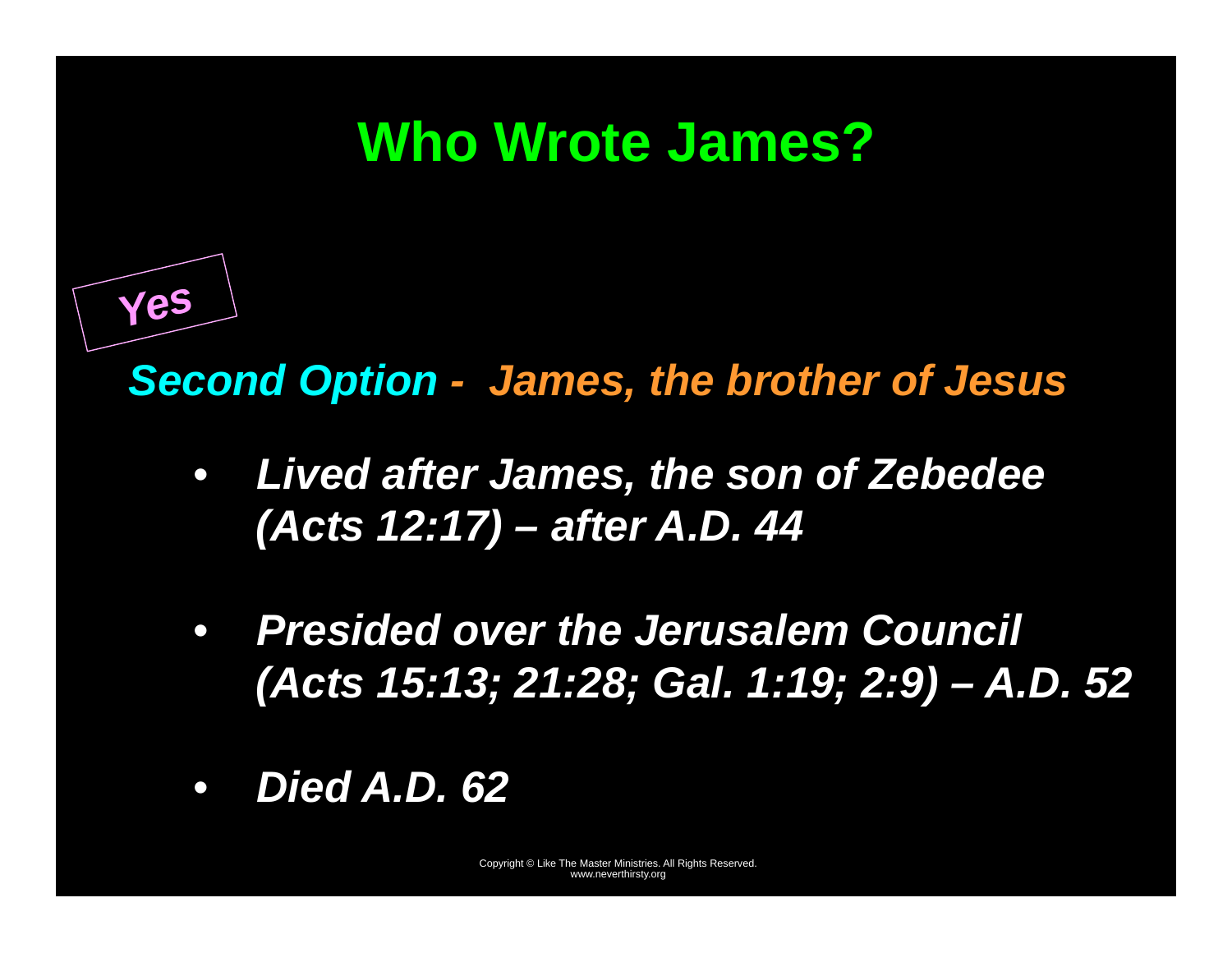# Who Wrote James?

Yes

***Second Option - James, the brother of Jesus***

- ***Lived after James, the son of Zebedee (Acts 12:17) – after A.D. 44***
- ***Presided over the Jerusalem Council (Acts 15:13; 21:28; Gal. 1:19; 2:9) – A.D. 52***
- ***Died A.D. 62***

Copyright © Like The Master Ministries. All Rights Reserved.
www.neverthirsty.org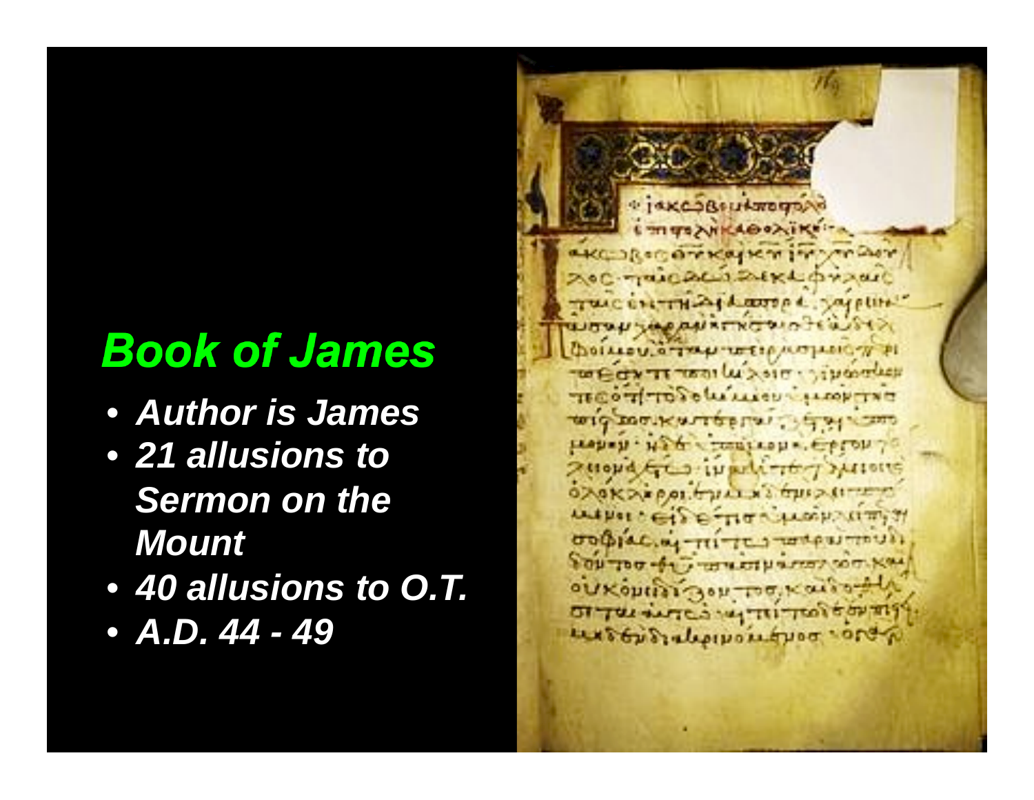# Book of James

- Author is James
- 21 allusions to Sermon on the Mount
- 40 allusions to O.T.
- A.D. 44 - 49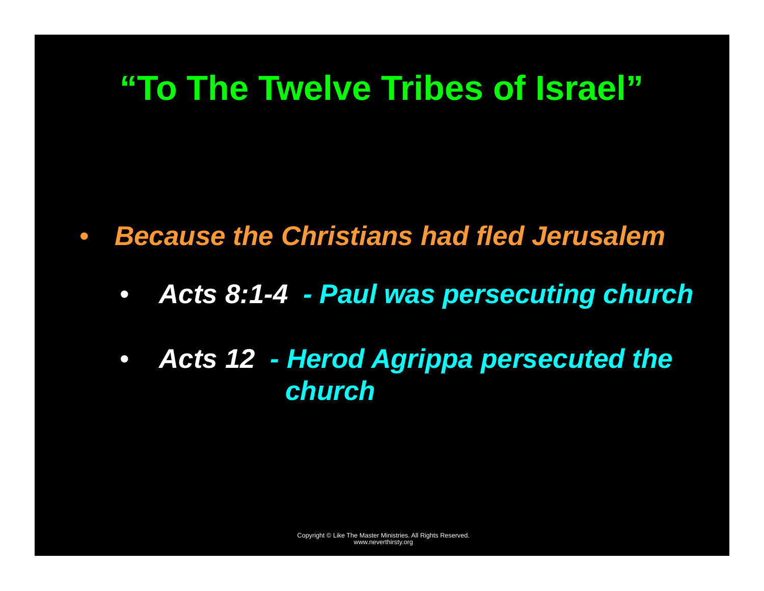# "To The Twelve Tribes of Israel"

- ***Because the Christians had fled Jerusalem***
  - ***Acts 8:1-4 - Paul was persecuting church***
  - ***Acts 12 - Herod Agrippa persecuted the church***

Copyright © Like The Master Ministries. All Rights Reserved.
www.neverthirsty.org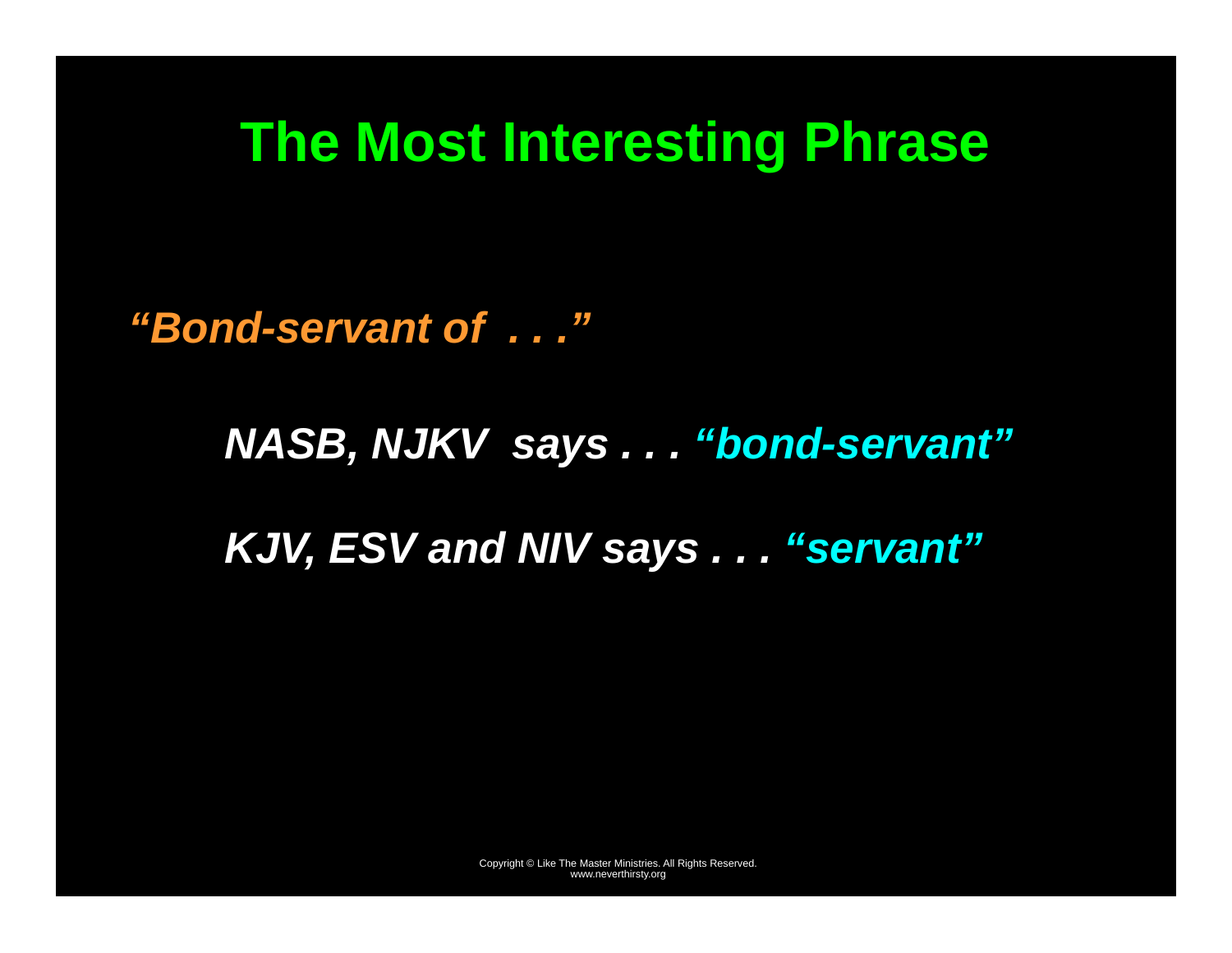# The Most Interesting Phrase

*"Bond-servant of . . ."*

***NASB, NJKV says . . . "bond-servant"***

***KJV, ESV and NIV says . . . "servant"***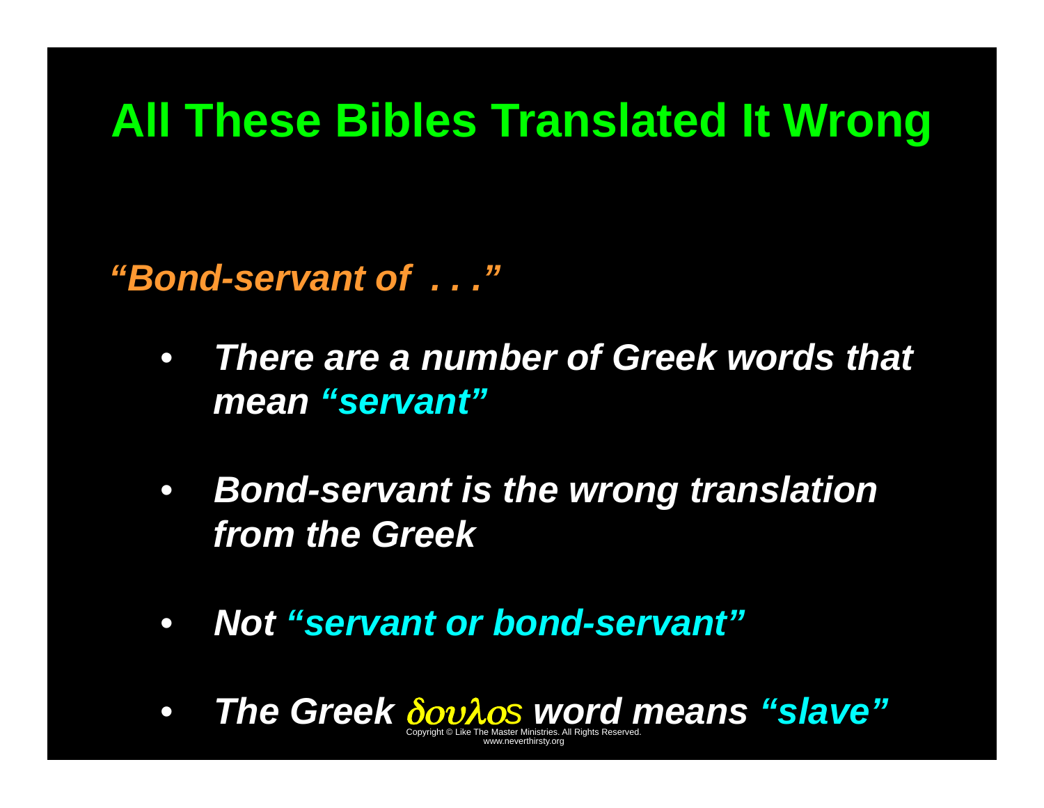# All These Bibles Translated It Wrong

***"Bond-servant of . . ."***

- ***There are a number of Greek words that mean "servant"***
- ***Bond-servant is the wrong translation from the Greek***
- ***Not "servant or bond-servant"***
- ***The Greek δουλος word means "slave"***

Copyright © Like The Master Ministries. All Rights Reserved.
www.neverthirsty.org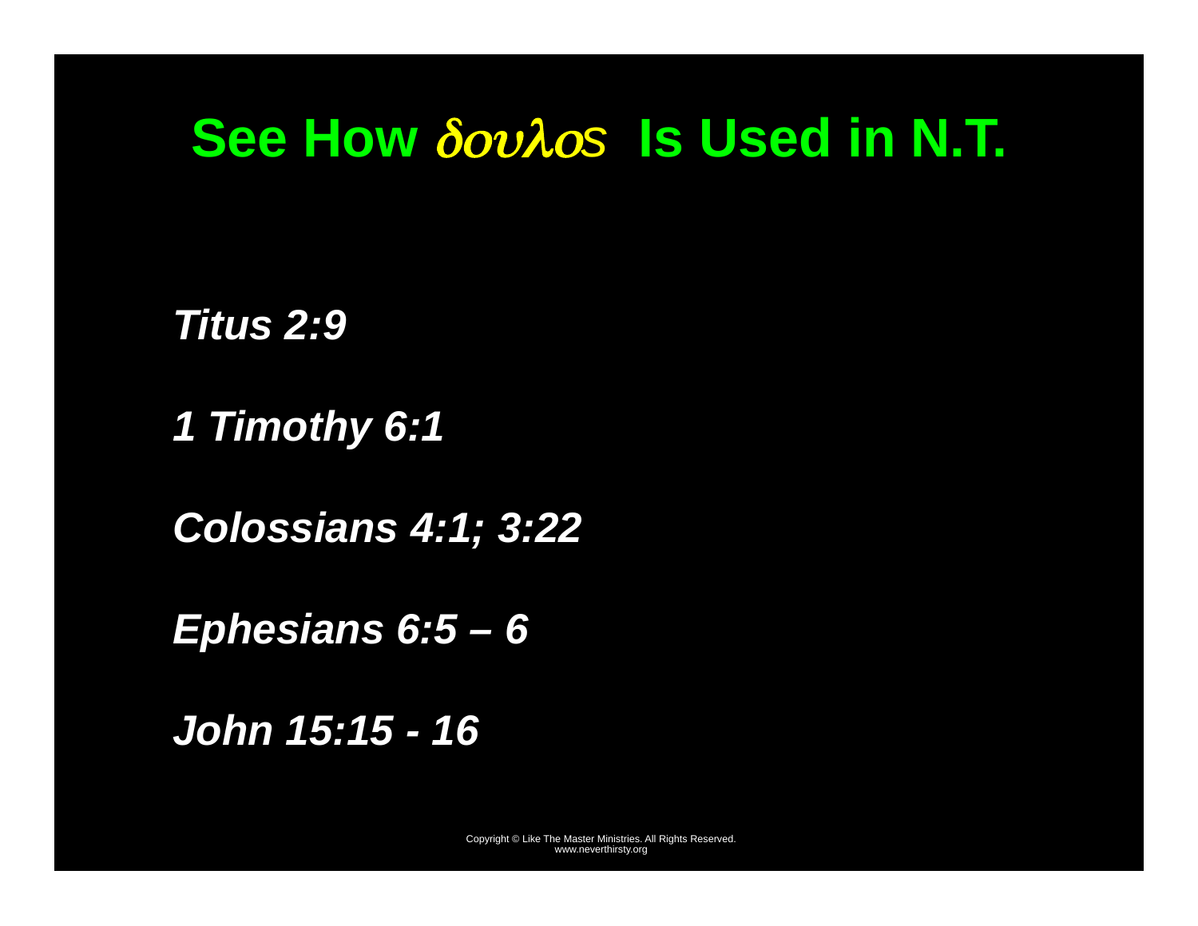# See How δουλος Is Used in N.T.

*Titus 2:9*

*1 Timothy 6:1*

*Colossians 4:1; 3:22*

*Ephesians 6:5 – 6*

*John 15:15 - 16*

Copyright © Like The Master Ministries. All Rights Reserved.
www.neverthirsty.org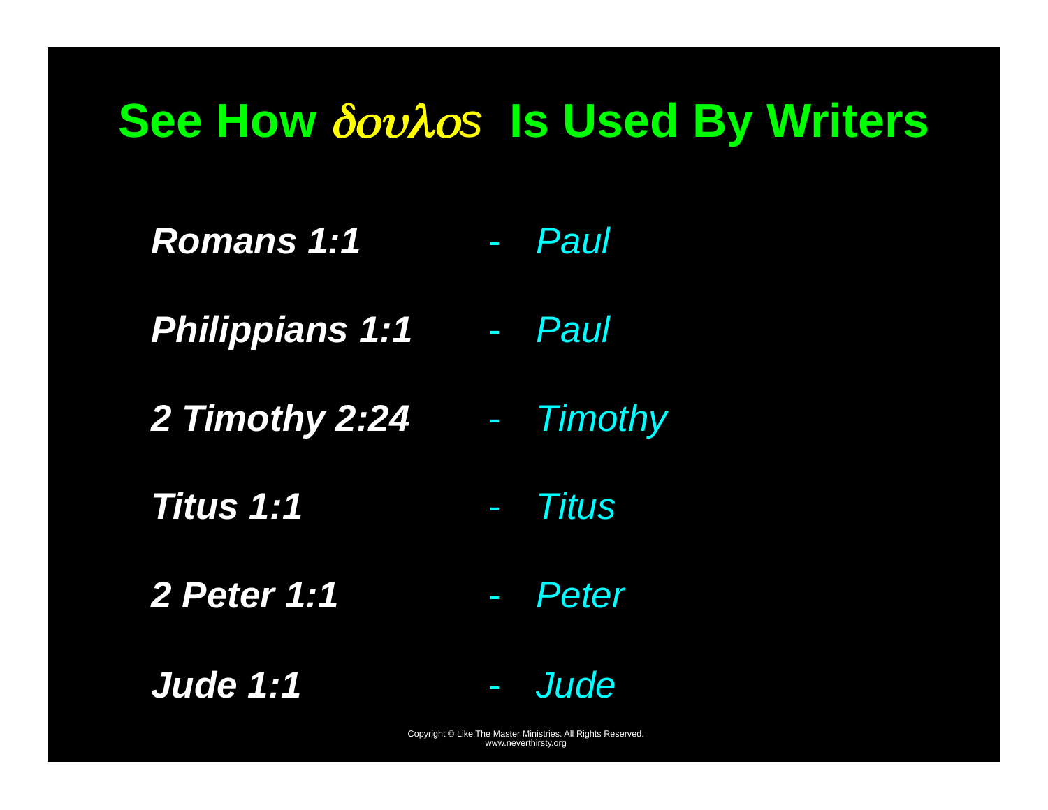# See How δουλος Is Used By Writers

***Romans 1:1*** - *Paul*

***Philippians 1:1*** - *Paul*

***2 Timothy 2:24*** - *Timothy*

***Titus 1:1*** - *Titus*

***2 Peter 1:1*** - *Peter*

***Jude 1:1*** - *Jude*

Copyright © Like The Master Ministries. All Rights Reserved.
www.neverthirsty.org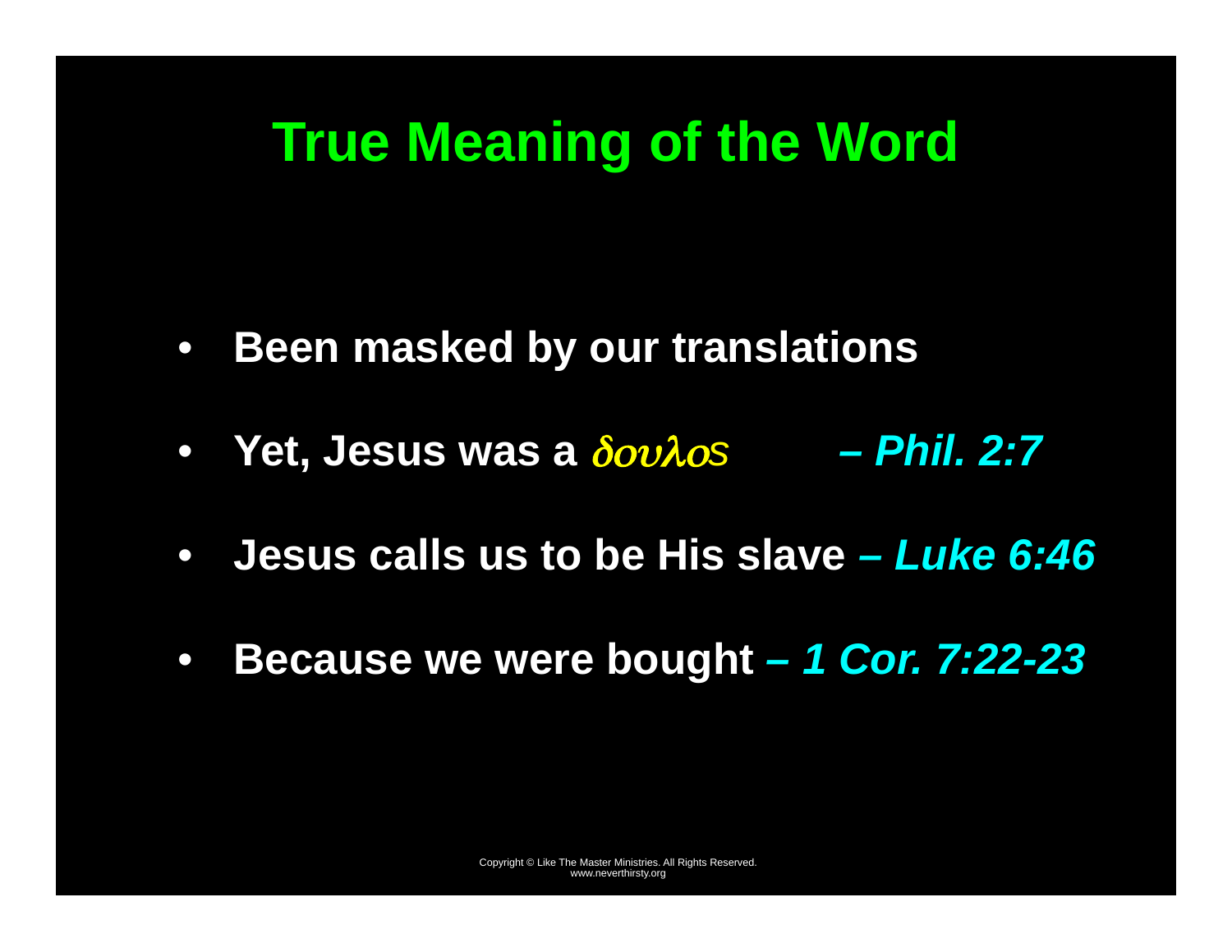# True Meaning of the Word

- **Been masked by our translations**
- **Yet, Jesus was a** δουλος ***– Phil. 2:7***
- **Jesus calls us to be His slave *– Luke 6:46***
- **Because we were bought *– 1 Cor. 7:22-23***

Copyright © Like The Master Ministries. All Rights Reserved.
www.neverthirsty.org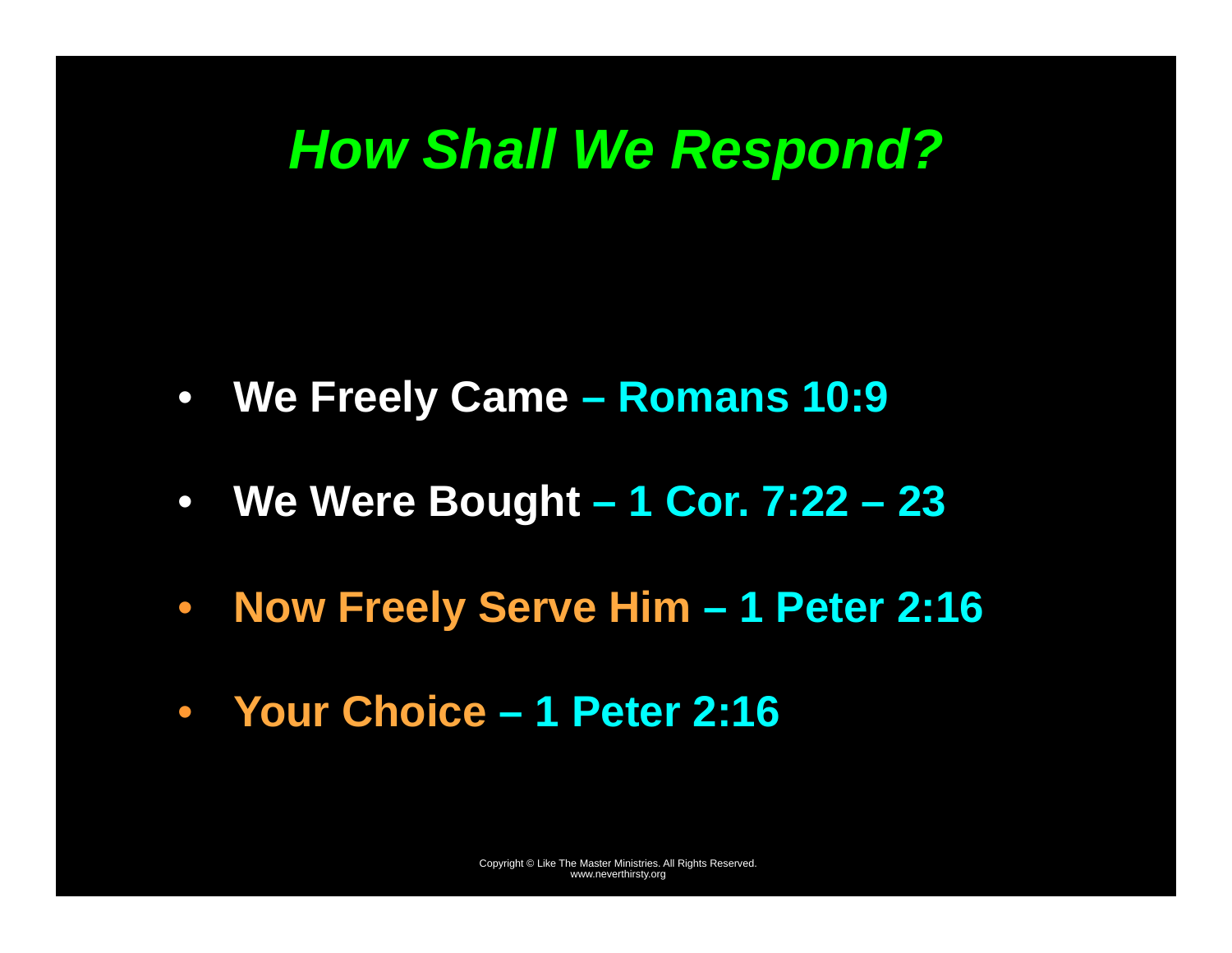# *How Shall We Respond?*

- **We Freely Came – Romans 10:9**
- **We Were Bought – 1 Cor. 7:22 – 23**
- **Now Freely Serve Him – 1 Peter 2:16**
- **Your Choice – 1 Peter 2:16**

Copyright © Like The Master Ministries. All Rights Reserved.
www.neverthirsty.org